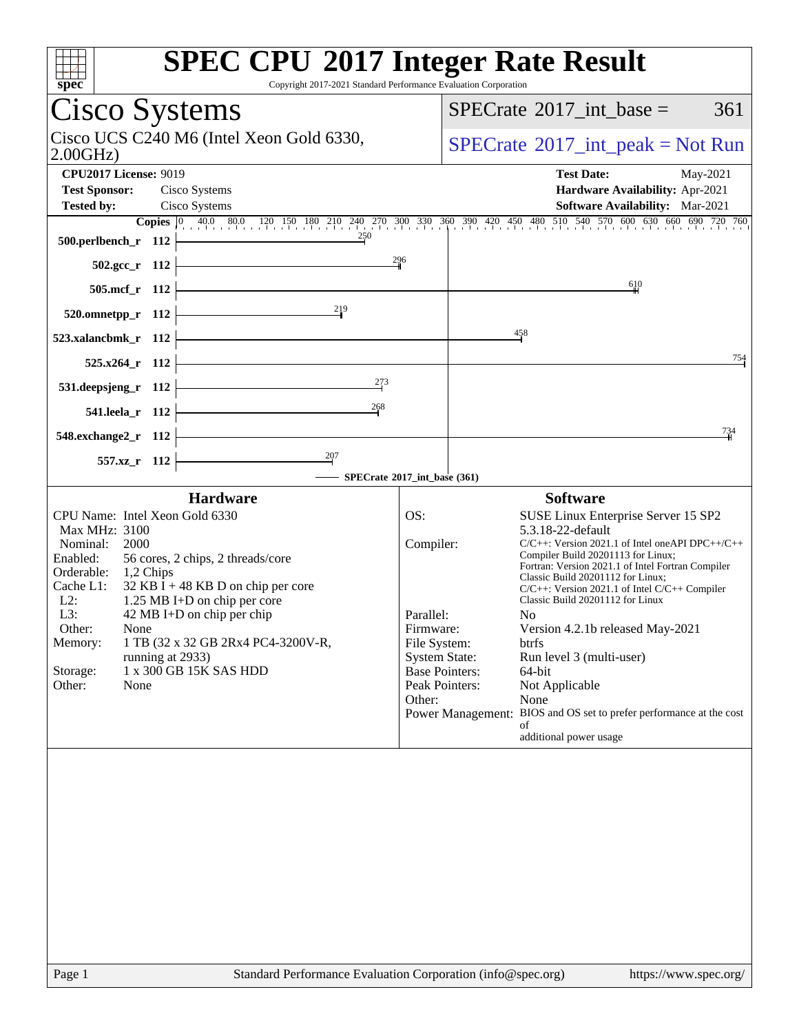# SPEC CPU 2017 Integer Rate Result

Copyright 2017-2021 Standard Performance Evaluation Corporation

## Cisco Systems

Cisco UCS C240 M6 (Intel Xeon Gold 6330, 2.00GHz)

SPECrate 2017_int_base = 361

SPECrate 2017_int_peak = Not Run

| | | | |
|---|---|---|---|
| **CPU2017 License:** | 9019 | **Test Date:** | May-2021 |
| **Test Sponsor:** | Cisco Systems | **Hardware Availability:** | Apr-2021 |
| **Tested by:** | Cisco Systems | **Software Availability:** | Mar-2021 |

| Benchmark | Copies | SPECrate 2017_int_base |
|---|---|---|
| 500.perlbench_r | 112 | 250 |
| 502.gcc_r | 112 | 296 |
| 505.mcf_r | 112 | 610 |
| 520.omnetpp_r | 112 | 219 |
| 523.xalancbmk_r | 112 | 458 |
| 525.x264_r | 112 | 754 |
| 531.deepsjeng_r | 112 | 273 |
| 541.leela_r | 112 | 268 |
| 548.exchange2_r | 112 | 734 |
| 557.xz_r | 112 | 207 |

SPECrate 2017_int_base (361)

### Hardware

| | |
|---|---|
| CPU Name: | Intel Xeon Gold 6330 |
| Max MHz: | 3100 |
| Nominal: | 2000 |
| Enabled: | 56 cores, 2 chips, 2 threads/core |
| Orderable: | 1,2 Chips |
| Cache L1: | 32 KB I + 48 KB D on chip per core |
| L2: | 1.25 MB I+D on chip per core |
| L3: | 42 MB I+D on chip per chip |
| Other: | None |
| Memory: | 1 TB (32 x 32 GB 2Rx4 PC4-3200V-R, running at 2933) |
| Storage: | 1 x 300 GB 15K SAS HDD |
| Other: | None |

### Software

| | |
|---|---|
| OS: | SUSE Linux Enterprise Server 15 SP2 5.3.18-22-default |
| Compiler: | C/C++: Version 2021.1 of Intel oneAPI DPC++/C++ Compiler Build 20201113 for Linux; Fortran: Version 2021.1 of Intel Fortran Compiler Classic Build 20201112 for Linux; C/C++: Version 2021.1 of Intel C/C++ Compiler Classic Build 20201112 for Linux |
| Parallel: | No |
| Firmware: | Version 4.2.1b released May-2021 |
| File System: | btrfs |
| System State: | Run level 3 (multi-user) |
| Base Pointers: | 64-bit |
| Peak Pointers: | Not Applicable |
| Other: | None |
| Power Management: | BIOS and OS set to prefer performance at the cost of additional power usage |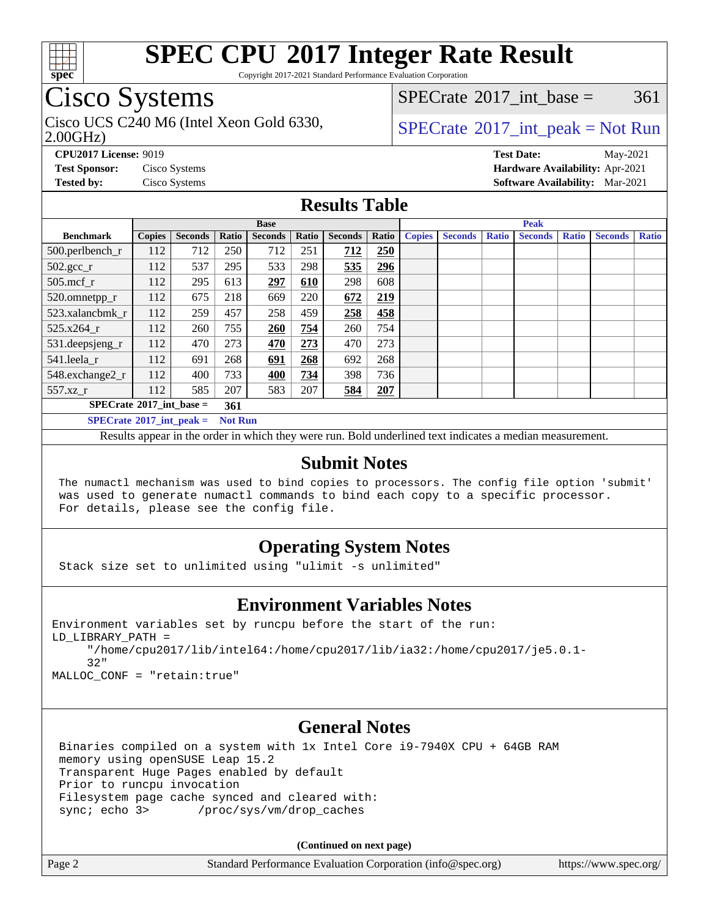# SPEC CPU 2017 Integer Rate Result

Copyright 2017-2021 Standard Performance Evaluation Corporation

## Cisco Systems

Cisco UCS C240 M6 (Intel Xeon Gold 6330, 2.00GHz)

SPECrate 2017_int_base = 361

SPECrate 2017_int_peak = Not Run

**CPU2017 License:** 9019
**Test Sponsor:** Cisco Systems
**Tested by:** Cisco Systems

**Test Date:** May-2021
**Hardware Availability:** Apr-2021
**Software Availability:** Mar-2021

## Results Table

| Benchmark | Base | | | | | | | Peak | | | | | | |
|---|---|---|---|---|---|---|---|---|---|---|---|---|---|---|
| | Copies | Seconds | Ratio | Seconds | Ratio | Seconds | Ratio | Copies | Seconds | Ratio | Seconds | Ratio | Seconds | Ratio |
| 500.perlbench_r | 112 | 712 | 250 | 712 | 251 | **712** | **250** | | | | | | | |
| 502.gcc_r | 112 | 537 | 295 | 533 | 298 | **535** | **296** | | | | | | | |
| 505.mcf_r | 112 | 295 | 613 | **297** | **610** | 298 | 608 | | | | | | | |
| 520.omnetpp_r | 112 | 675 | 218 | 669 | 220 | **672** | **219** | | | | | | | |
| 523.xalancbmk_r | 112 | 259 | 457 | 258 | 459 | **258** | **458** | | | | | | | |
| 525.x264_r | 112 | 260 | 755 | **260** | **754** | 260 | 754 | | | | | | | |
| 531.deepsjeng_r | 112 | 470 | 273 | **470** | **273** | 470 | 273 | | | | | | | |
| 541.leela_r | 112 | 691 | 268 | **691** | **268** | 692 | 268 | | | | | | | |
| 548.exchange2_r | 112 | 400 | 733 | **400** | **734** | 398 | 736 | | | | | | | |
| 557.xz_r | 112 | 585 | 207 | 583 | 207 | **584** | **207** | | | | | | | |

**SPECrate 2017_int_base = 361**

**SPECrate 2017_int_peak = Not Run**

Results appear in the order in which they were run. Bold underlined text indicates a median measurement.

## Submit Notes

```
The numactl mechanism was used to bind copies to processors. The config file option 'submit'
was used to generate numactl commands to bind each copy to a specific processor.
For details, please see the config file.
```

## Operating System Notes

```
Stack size set to unlimited using "ulimit -s unlimited"
```

## Environment Variables Notes

```
Environment variables set by runcpu before the start of the run:
LD_LIBRARY_PATH =
     "/home/cpu2017/lib/intel64:/home/cpu2017/lib/ia32:/home/cpu2017/je5.0.1-
     32"
MALLOC_CONF = "retain:true"
```

## General Notes

```
Binaries compiled on a system with 1x Intel Core i9-7940X CPU + 64GB RAM
memory using openSUSE Leap 15.2
Transparent Huge Pages enabled by default
Prior to runcpu invocation
Filesystem page cache synced and cleared with:
sync; echo 3>       /proc/sys/vm/drop_caches
```

**(Continued on next page)**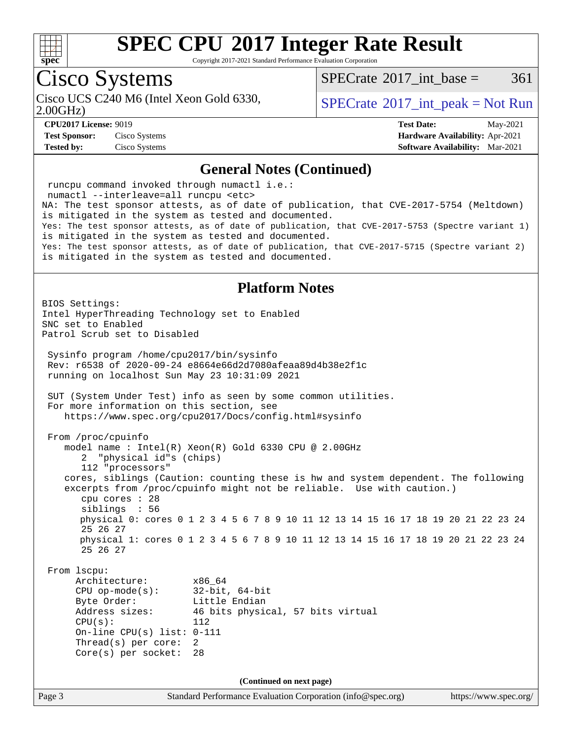## General Notes (Continued)

```
runcpu command invoked through numactl i.e.:
numactl --interleave=all runcpu <etc>
NA: The test sponsor attests, as of date of publication, that CVE-2017-5754 (Meltdown)
is mitigated in the system as tested and documented.
Yes: The test sponsor attests, as of date of publication, that CVE-2017-5753 (Spectre variant 1)
is mitigated in the system as tested and documented.
Yes: The test sponsor attests, as of date of publication, that CVE-2017-5715 (Spectre variant 2)
is mitigated in the system as tested and documented.
```

## Platform Notes

```
BIOS Settings:
Intel HyperThreading Technology set to Enabled
SNC set to Enabled
Patrol Scrub set to Disabled

 Sysinfo program /home/cpu2017/bin/sysinfo
 Rev: r6538 of 2020-09-24 e8664e66d2d7080afeaa89d4b38e2f1c
 running on localhost Sun May 23 10:31:09 2021

 SUT (System Under Test) info as seen by some common utilities.
 For more information on this section, see
    https://www.spec.org/cpu2017/Docs/config.html#sysinfo

 From /proc/cpuinfo
    model name : Intel(R) Xeon(R) Gold 6330 CPU @ 2.00GHz
       2  "physical id"s (chips)
       112 "processors"
    cores, siblings (Caution: counting these is hw and system dependent. The following
    excerpts from /proc/cpuinfo might not be reliable.  Use with caution.)
       cpu cores : 28
       siblings  : 56
       physical 0: cores 0 1 2 3 4 5 6 7 8 9 10 11 12 13 14 15 16 17 18 19 20 21 22 23 24
       25 26 27
       physical 1: cores 0 1 2 3 4 5 6 7 8 9 10 11 12 13 14 15 16 17 18 19 20 21 22 23 24
       25 26 27

 From lscpu:
      Architecture:          x86_64
      CPU op-mode(s):        32-bit, 64-bit
      Byte Order:            Little Endian
      Address sizes:         46 bits physical, 57 bits virtual
      CPU(s):                112
      On-line CPU(s) list:   0-111
      Thread(s) per core:    2
      Core(s) per socket:    28
```

(Continued on next page)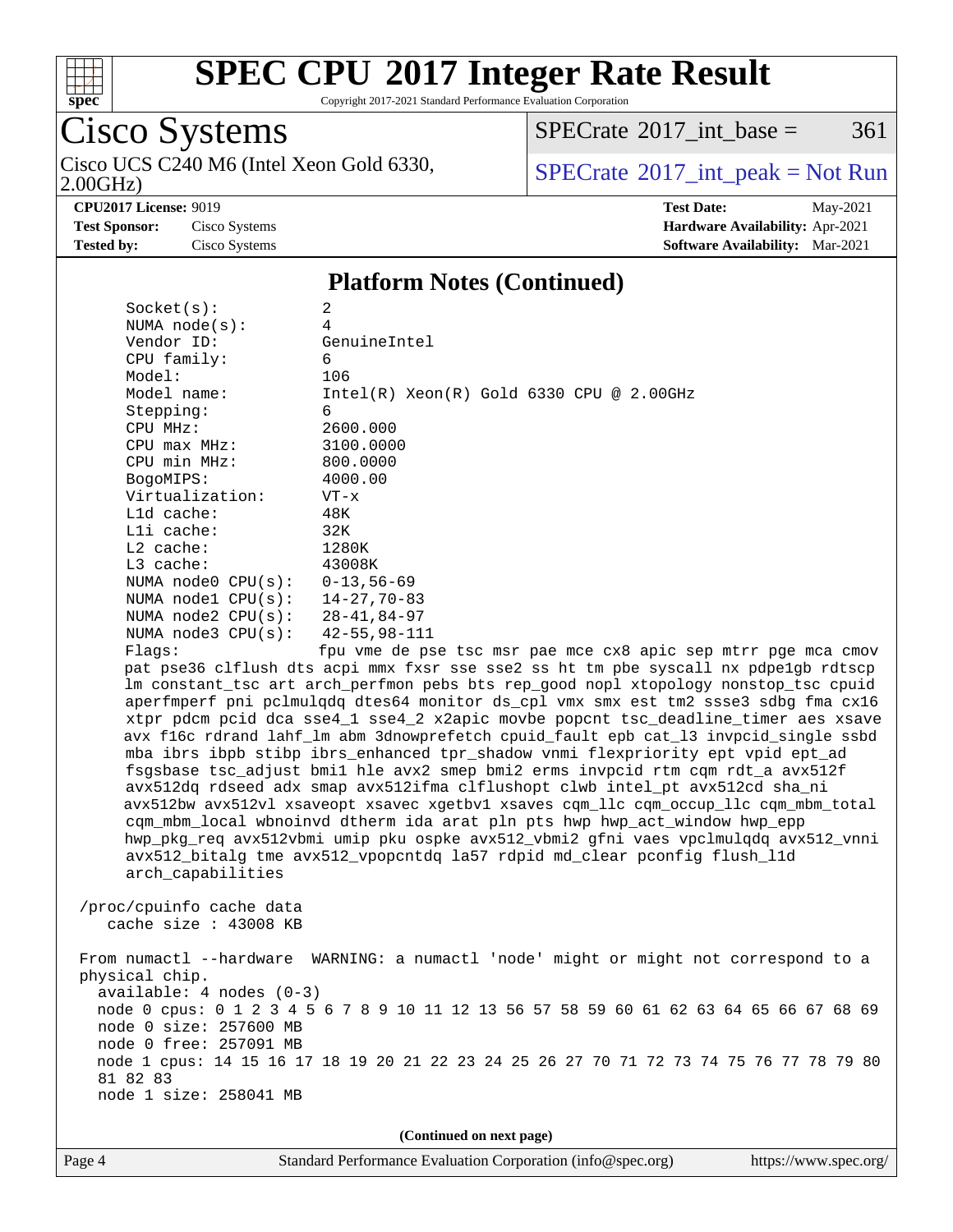## Platform Notes (Continued)

```
Socket(s):            2
NUMA node(s):         4
Vendor ID:            GenuineIntel
CPU family:           6
Model:                106
Model name:           Intel(R) Xeon(R) Gold 6330 CPU @ 2.00GHz
Stepping:             6
CPU MHz:              2600.000
CPU max MHz:          3100.0000
CPU min MHz:          800.0000
BogoMIPS:             4000.00
Virtualization:       VT-x
L1d cache:            48K
L1i cache:            32K
L2 cache:             1280K
L3 cache:             43008K
NUMA node0 CPU(s):    0-13,56-69
NUMA node1 CPU(s):    14-27,70-83
NUMA node2 CPU(s):    28-41,84-97
NUMA node3 CPU(s):    42-55,98-111
Flags:                fpu vme de pse tsc msr pae mce cx8 apic sep mtrr pge mca cmov
pat pse36 clflush dts acpi mmx fxsr sse sse2 ss ht tm pbe syscall nx pdpe1gb rdtscp
lm constant_tsc art arch_perfmon pebs bts rep_good nopl xtopology nonstop_tsc cpuid
aperfmperf pni pclmulqdq dtes64 monitor ds_cpl vmx smx est tm2 ssse3 sdbg fma cx16
xtpr pdcm pcid dca sse4_1 sse4_2 x2apic movbe popcnt tsc_deadline_timer aes xsave
avx f16c rdrand lahf_lm abm 3dnowprefetch cpuid_fault epb cat_l3 invpcid_single ssbd
mba ibrs ibpb stibp ibrs_enhanced tpr_shadow vnmi flexpriority ept vpid ept_ad
fsgsbase tsc_adjust bmi1 hle avx2 smep bmi2 erms invpcid rtm cqm rdt_a avx512f
avx512dq rdseed adx smap avx512ifma clflushopt clwb intel_pt avx512cd sha_ni
avx512bw avx512vl xsaveopt xsavec xgetbv1 xsaves cqm_llc cqm_occup_llc cqm_mbm_total
cqm_mbm_local wbnoinvd dtherm ida arat pln pts hwp hwp_act_window hwp_epp
hwp_pkg_req avx512vbmi umip pku ospke avx512_vbmi2 gfni vaes vpclmulqdq avx512_vnni
avx512_bitalg tme avx512_vpopcntdq la57 rdpid md_clear pconfig flush_l1d
arch_capabilities

/proc/cpuinfo cache data
   cache size : 43008 KB

From numactl --hardware  WARNING: a numactl 'node' might or might not correspond to a
physical chip.
  available: 4 nodes (0-3)
  node 0 cpus: 0 1 2 3 4 5 6 7 8 9 10 11 12 13 56 57 58 59 60 61 62 63 64 65 66 67 68 69
  node 0 size: 257600 MB
  node 0 free: 257091 MB
  node 1 cpus: 14 15 16 17 18 19 20 21 22 23 24 25 26 27 70 71 72 73 74 75 76 77 78 79 80
  81 82 83
  node 1 size: 258041 MB
```

(Continued on next page)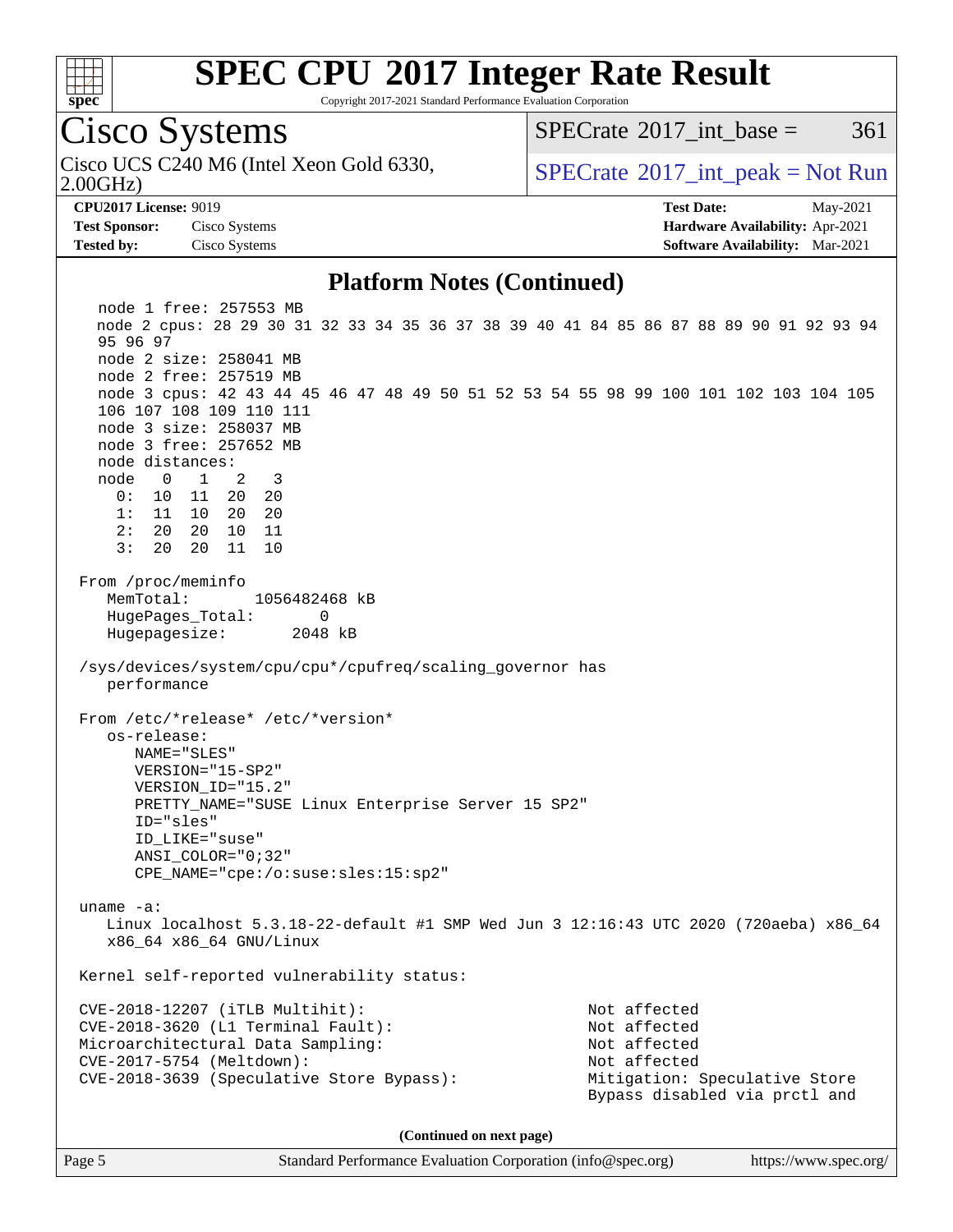# SPEC CPU 2017 Integer Rate Result

Copyright 2017-2021 Standard Performance Evaluation Corporation

## Cisco Systems

Cisco UCS C240 M6 (Intel Xeon Gold 6330, 2.00GHz)

SPECrate 2017_int_base = 361

SPECrate 2017_int_peak = Not Run

**CPU2017 License:** 9019
**Test Sponsor:** Cisco Systems
**Tested by:** Cisco Systems

**Test Date:** May-2021
**Hardware Availability:** Apr-2021
**Software Availability:** Mar-2021

### Platform Notes (Continued)

```
    node 1 free: 257553 MB
    node 2 cpus: 28 29 30 31 32 33 34 35 36 37 38 39 40 41 84 85 86 87 88 89 90 91 92 93 94
    95 96 97
    node 2 size: 258041 MB
    node 2 free: 257519 MB
    node 3 cpus: 42 43 44 45 46 47 48 49 50 51 52 53 54 55 98 99 100 101 102 103 104 105
    106 107 108 109 110 111
    node 3 size: 258037 MB
    node 3 free: 257652 MB
    node distances:
    node   0   1   2   3
      0:  10  11  20  20
      1:  11  10  20  20
      2:  20  20  10  11
      3:  20  20  11  10

 From /proc/meminfo
    MemTotal:       1056482468 kB
    HugePages_Total:        0
    Hugepagesize:        2048 kB

 /sys/devices/system/cpu/cpu*/cpufreq/scaling_governor has
    performance

 From /etc/*release* /etc/*version*
    os-release:
       NAME="SLES"
       VERSION="15-SP2"
       VERSION_ID="15.2"
       PRETTY_NAME="SUSE Linux Enterprise Server 15 SP2"
       ID="sles"
       ID_LIKE="suse"
       ANSI_COLOR="0;32"
       CPE_NAME="cpe:/o:suse:sles:15:sp2"

 uname -a:
    Linux localhost 5.3.18-22-default #1 SMP Wed Jun 3 12:16:43 UTC 2020 (720aeba) x86_64
    x86_64 x86_64 GNU/Linux

 Kernel self-reported vulnerability status:

 CVE-2018-12207 (iTLB Multihit):                          Not affected
 CVE-2018-3620 (L1 Terminal Fault):                       Not affected
 Microarchitectural Data Sampling:                        Not affected
 CVE-2017-5754 (Meltdown):                                Not affected
 CVE-2018-3639 (Speculative Store Bypass):                Mitigation: Speculative Store
                                                          Bypass disabled via prctl and
```

**(Continued on next page)**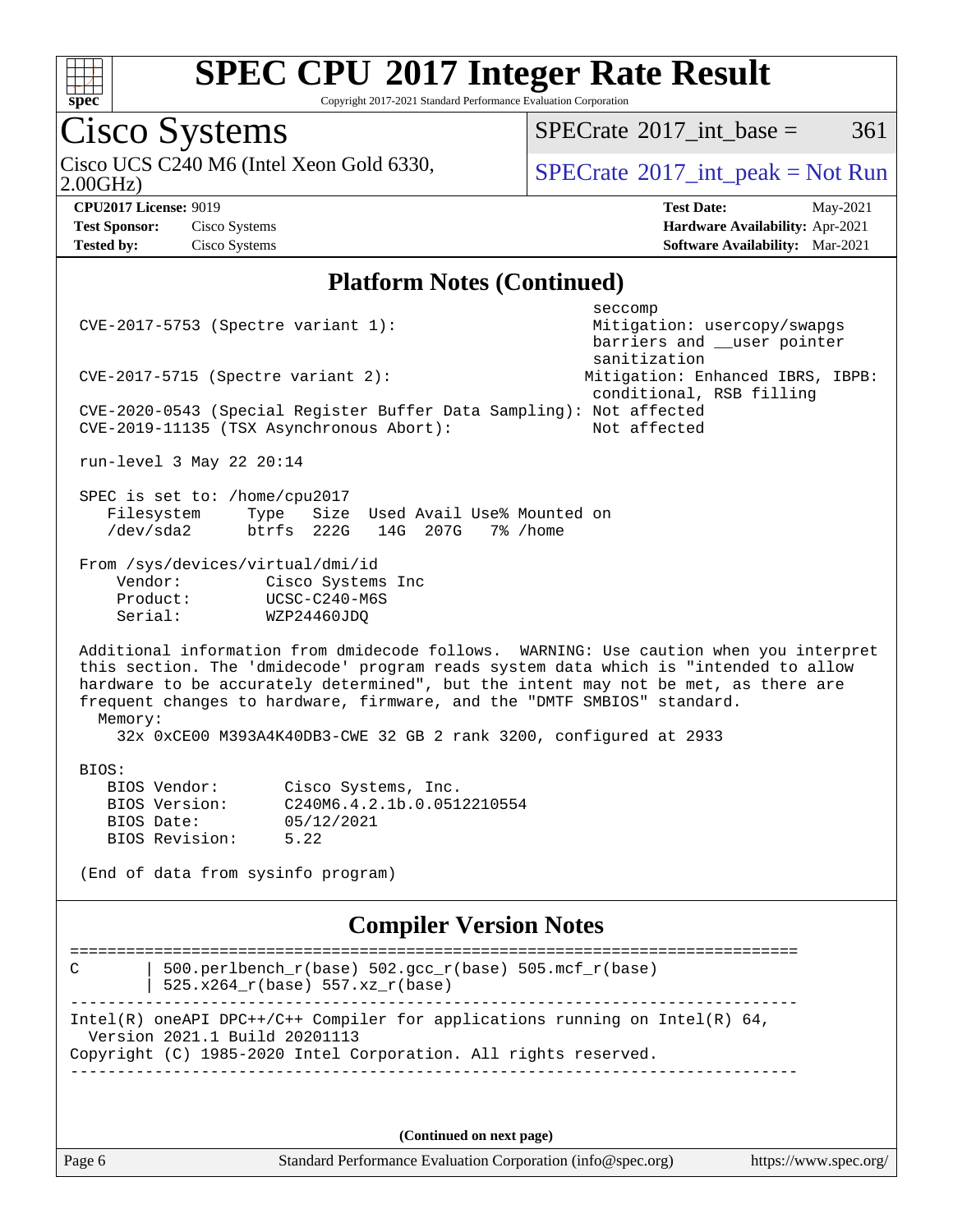# SPEC CPU 2017 Integer Rate Result

Copyright 2017-2021 Standard Performance Evaluation Corporation

## Cisco Systems

Cisco UCS C240 M6 (Intel Xeon Gold 6330, 2.00GHz)

SPECrate 2017_int_base = 361

SPECrate 2017_int_peak = Not Run

**CPU2017 License:** 9019
**Test Sponsor:** Cisco Systems
**Tested by:** Cisco Systems

**Test Date:** May-2021
**Hardware Availability:** Apr-2021
**Software Availability:** Mar-2021

### Platform Notes (Continued)

```
                                                          seccomp
 CVE-2017-5753 (Spectre variant 1):                       Mitigation: usercopy/swapgs
                                                          barriers and __user pointer
                                                          sanitization
 CVE-2017-5715 (Spectre variant 2):                      Mitigation: Enhanced IBRS, IBPB:
                                                          conditional, RSB filling
 CVE-2020-0543 (Special Register Buffer Data Sampling): Not affected
 CVE-2019-11135 (TSX Asynchronous Abort):                Not affected

 run-level 3 May 22 20:14

 SPEC is set to: /home/cpu2017
    Filesystem     Type   Size  Used Avail Use% Mounted on
    /dev/sda2      btrfs  222G   14G  207G   7% /home

 From /sys/devices/virtual/dmi/id
     Vendor:         Cisco Systems Inc
     Product:        UCSC-C240-M6S
     Serial:         WZP24460JDQ

 Additional information from dmidecode follows.  WARNING: Use caution when you interpret
 this section. The 'dmidecode' program reads system data which is "intended to allow
 hardware to be accurately determined", but the intent may not be met, as there are
 frequent changes to hardware, firmware, and the "DMTF SMBIOS" standard.
   Memory:
     32x 0xCE00 M393A4K40DB3-CWE 32 GB 2 rank 3200, configured at 2933

 BIOS:
    BIOS Vendor:       Cisco Systems, Inc.
    BIOS Version:      C240M6.4.2.1b.0.0512210554
    BIOS Date:         05/12/2021
    BIOS Revision:     5.22

 (End of data from sysinfo program)
```

### Compiler Version Notes

```
==============================================================================
C       | 500.perlbench_r(base) 502.gcc_r(base) 505.mcf_r(base)
        | 525.x264_r(base) 557.xz_r(base)
------------------------------------------------------------------------------
Intel(R) oneAPI DPC++/C++ Compiler for applications running on Intel(R) 64,
  Version 2021.1 Build 20201113
Copyright (C) 1985-2020 Intel Corporation. All rights reserved.
------------------------------------------------------------------------------
```

(Continued on next page)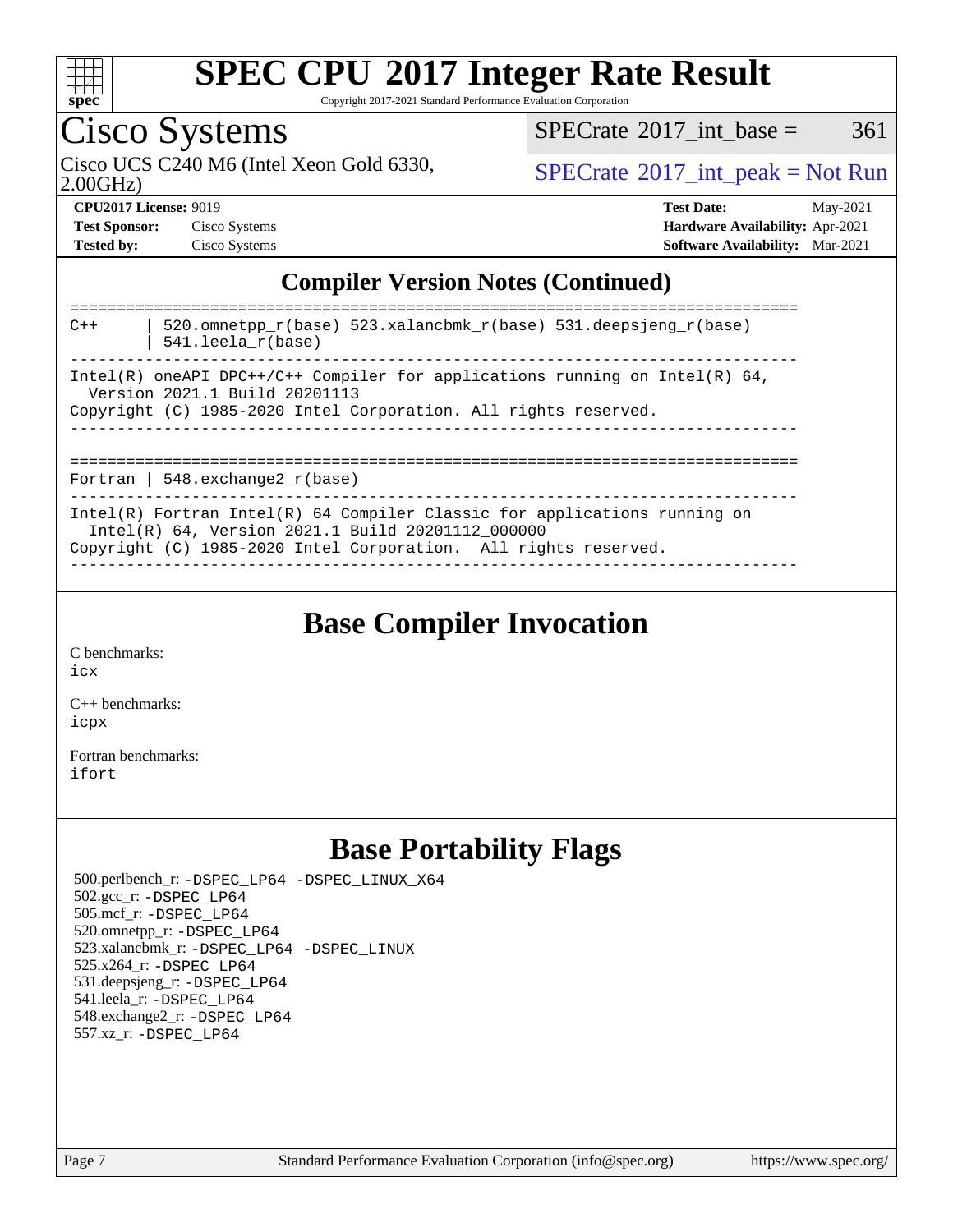# SPEC CPU 2017 Integer Rate Result

Copyright 2017-2021 Standard Performance Evaluation Corporation

## Cisco Systems

Cisco UCS C240 M6 (Intel Xeon Gold 6330, 2.00GHz)

SPECrate 2017_int_base = 361

SPECrate 2017_int_peak = Not Run

**CPU2017 License:** 9019
**Test Sponsor:** Cisco Systems
**Tested by:** Cisco Systems

**Test Date:** May-2021
**Hardware Availability:** Apr-2021
**Software Availability:** Mar-2021

## Compiler Version Notes (Continued)

```
==============================================================================
C++     | 520.omnetpp_r(base) 523.xalancbmk_r(base) 531.deepsjeng_r(base)
        | 541.leela_r(base)
------------------------------------------------------------------------------
Intel(R) oneAPI DPC++/C++ Compiler for applications running on Intel(R) 64,
  Version 2021.1 Build 20201113
Copyright (C) 1985-2020 Intel Corporation. All rights reserved.
------------------------------------------------------------------------------

==============================================================================
Fortran | 548.exchange2_r(base)
------------------------------------------------------------------------------
Intel(R) Fortran Intel(R) 64 Compiler Classic for applications running on
  Intel(R) 64, Version 2021.1 Build 20201112_000000
Copyright (C) 1985-2020 Intel Corporation.  All rights reserved.
------------------------------------------------------------------------------
```

## Base Compiler Invocation

C benchmarks:
icx

C++ benchmarks:
icpx

Fortran benchmarks:
ifort

## Base Portability Flags

500.perlbench_r: -DSPEC_LP64 -DSPEC_LINUX_X64
502.gcc_r: -DSPEC_LP64
505.mcf_r: -DSPEC_LP64
520.omnetpp_r: -DSPEC_LP64
523.xalancbmk_r: -DSPEC_LP64 -DSPEC_LINUX
525.x264_r: -DSPEC_LP64
531.deepsjeng_r: -DSPEC_LP64
541.leela_r: -DSPEC_LP64
548.exchange2_r: -DSPEC_LP64
557.xz_r: -DSPEC_LP64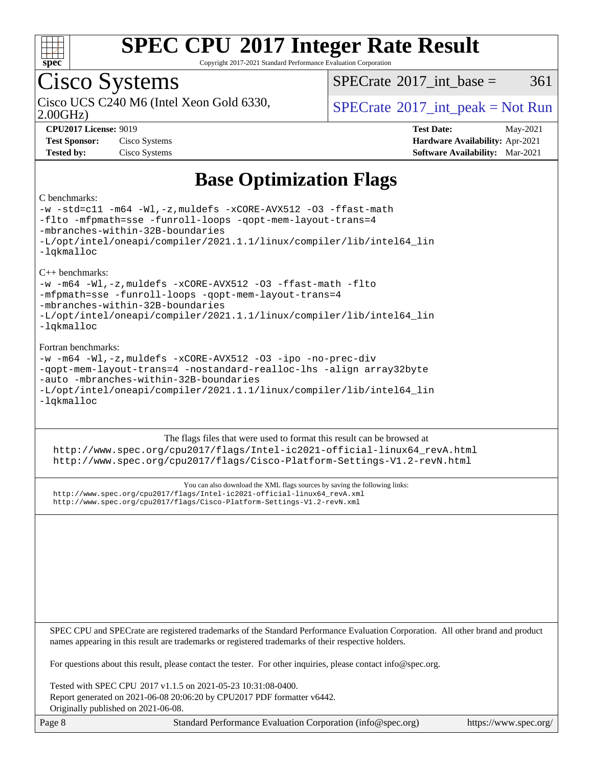# SPEC CPU 2017 Integer Rate Result

Copyright 2017-2021 Standard Performance Evaluation Corporation

## Cisco Systems

Cisco UCS C240 M6 (Intel Xeon Gold 6330, 2.00GHz)

SPECrate 2017_int_base = 361

SPECrate 2017_int_peak = Not Run

**CPU2017 License:** 9019
**Test Sponsor:** Cisco Systems
**Tested by:** Cisco Systems

**Test Date:** May-2021
**Hardware Availability:** Apr-2021
**Software Availability:** Mar-2021

## Base Optimization Flags

C benchmarks:

```
-w -std=c11 -m64 -Wl,-z,muldefs -xCORE-AVX512 -O3 -ffast-math
-flto -mfpmath=sse -funroll-loops -qopt-mem-layout-trans=4
-mbranches-within-32B-boundaries
-L/opt/intel/oneapi/compiler/2021.1.1/linux/compiler/lib/intel64_lin
-lqkmalloc
```

C++ benchmarks:

```
-w -m64 -Wl,-z,muldefs -xCORE-AVX512 -O3 -ffast-math -flto
-mfpmath=sse -funroll-loops -qopt-mem-layout-trans=4
-mbranches-within-32B-boundaries
-L/opt/intel/oneapi/compiler/2021.1.1/linux/compiler/lib/intel64_lin
-lqkmalloc
```

Fortran benchmarks:

```
-w -m64 -Wl,-z,muldefs -xCORE-AVX512 -O3 -ipo -no-prec-div
-qopt-mem-layout-trans=4 -nostandard-realloc-lhs -align array32byte
-auto -mbranches-within-32B-boundaries
-L/opt/intel/oneapi/compiler/2021.1.1/linux/compiler/lib/intel64_lin
-lqkmalloc
```

The flags files that were used to format this result can be browsed at
http://www.spec.org/cpu2017/flags/Intel-ic2021-official-linux64_revA.html
http://www.spec.org/cpu2017/flags/Cisco-Platform-Settings-V1.2-revN.html

You can also download the XML flags sources by saving the following links:
http://www.spec.org/cpu2017/flags/Intel-ic2021-official-linux64_revA.xml
http://www.spec.org/cpu2017/flags/Cisco-Platform-Settings-V1.2-revN.xml

SPEC CPU and SPECrate are registered trademarks of the Standard Performance Evaluation Corporation. All other brand and product names appearing in this result are trademarks or registered trademarks of their respective holders.

For questions about this result, please contact the tester. For other inquiries, please contact info@spec.org.

Tested with SPEC CPU 2017 v1.1.5 on 2021-05-23 10:31:08-0400.
Report generated on 2021-06-08 20:06:20 by CPU2017 PDF formatter v6442.
Originally published on 2021-06-08.